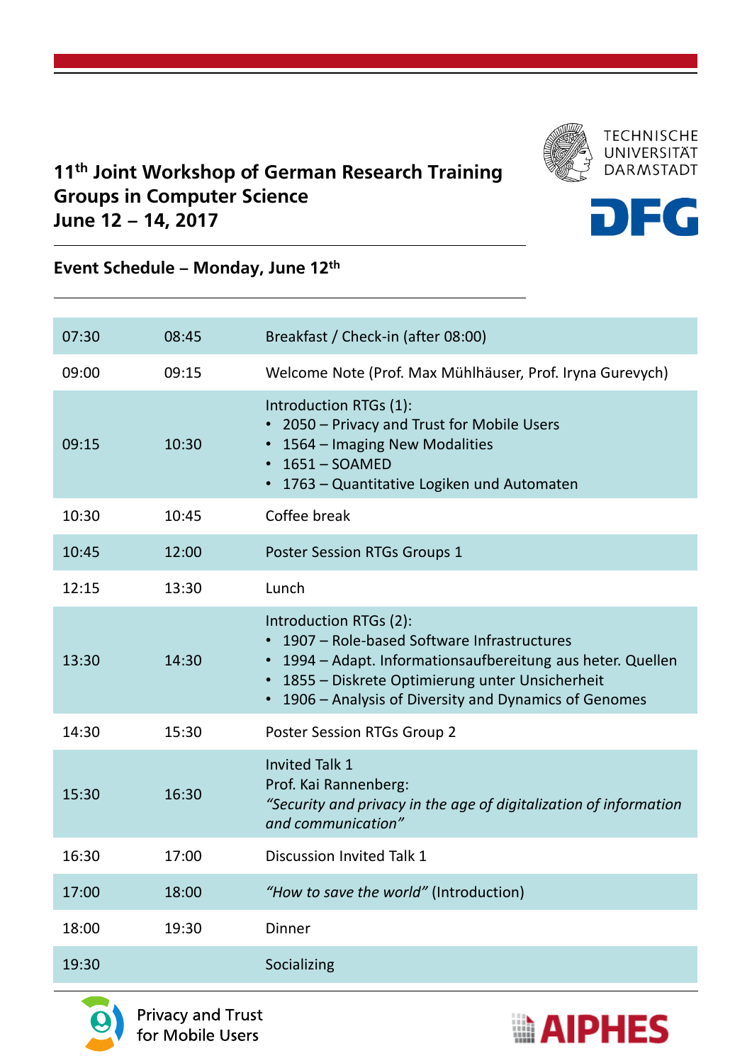# 11th Joint Workshop of German Research Training Groups in Computer Science

## June 12 – 14, 2017

TECHNISCHE UNIVERSITÄT DARMSTADT

DFG

### Event Schedule – Monday, June 12th

| | | |
|---|---|---|
| 07:30 | 08:45 | Breakfast / Check-in (after 08:00) |
| 09:00 | 09:15 | Welcome Note (Prof. Max Mühlhäuser, Prof. Iryna Gurevych) |
| 09:15 | 10:30 | Introduction RTGs (1):<br>• 2050 – Privacy and Trust for Mobile Users<br>• 1564 – Imaging New Modalities<br>• 1651 – SOAMED<br>• 1763 – Quantitative Logiken und Automaten |
| 10:30 | 10:45 | Coffee break |
| 10:45 | 12:00 | Poster Session RTGs Groups 1 |
| 12:15 | 13:30 | Lunch |
| 13:30 | 14:30 | Introduction RTGs (2):<br>• 1907 – Role-based Software Infrastructures<br>• 1994 – Adapt. Informationsaufbereitung aus heter. Quellen<br>• 1855 – Diskrete Optimierung unter Unsicherheit<br>• 1906 – Analysis of Diversity and Dynamics of Genomes |
| 14:30 | 15:30 | Poster Session RTGs Group 2 |
| 15:30 | 16:30 | Invited Talk 1<br>Prof. Kai Rannenberg:<br>*"Security and privacy in the age of digitalization of information and communication"* |
| 16:30 | 17:00 | Discussion Invited Talk 1 |
| 17:00 | 18:00 | *"How to save the world"* (Introduction) |
| 18:00 | 19:30 | Dinner |
| 19:30 | | Socializing |

Privacy and Trust for Mobile Users

AIPHES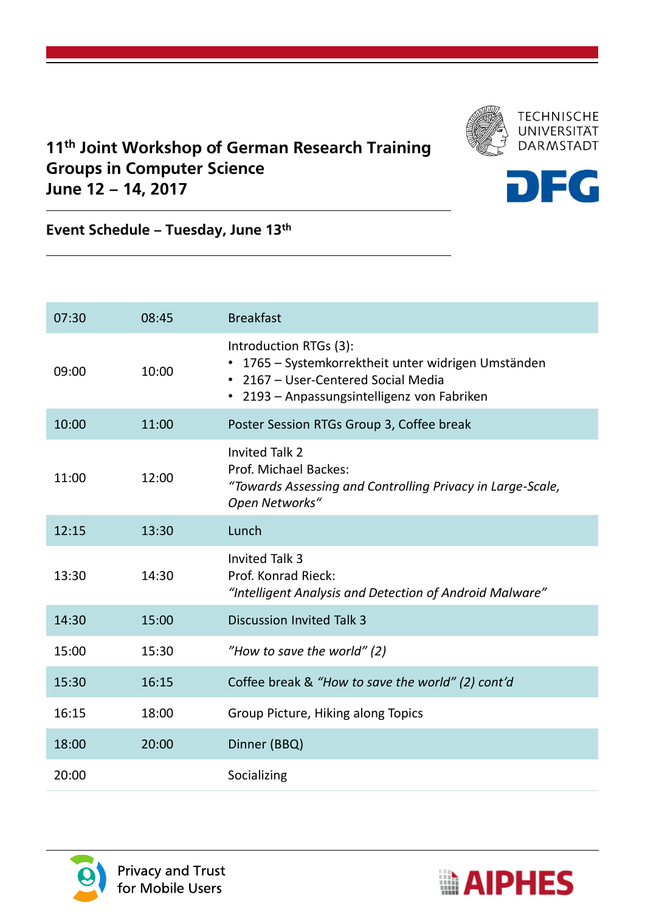# 11th Joint Workshop of German Research Training Groups in Computer Science
# June 12 – 14, 2017

TECHNISCHE UNIVERSITÄT DARMSTADT

DFG

## Event Schedule – Tuesday, June 13th

| | | |
|---|---|---|
| 07:30 | 08:45 | Breakfast |
| 09:00 | 10:00 | Introduction RTGs (3):<br>• 1765 – Systemkorrektheit unter widrigen Umständen<br>• 2167 – User-Centered Social Media<br>• 2193 – Anpassungsintelligenz von Fabriken |
| 10:00 | 11:00 | Poster Session RTGs Group 3, Coffee break |
| 11:00 | 12:00 | Invited Talk 2<br>Prof. Michael Backes:<br>*"Towards Assessing and Controlling Privacy in Large-Scale, Open Networks"* |
| 12:15 | 13:30 | Lunch |
| 13:30 | 14:30 | Invited Talk 3<br>Prof. Konrad Rieck:<br>*"Intelligent Analysis and Detection of Android Malware"* |
| 14:30 | 15:00 | Discussion Invited Talk 3 |
| 15:00 | 15:30 | *"How to save the world" (2)* |
| 15:30 | 16:15 | Coffee break & *"How to save the world" (2) cont'd* |
| 16:15 | 18:00 | Group Picture, Hiking along Topics |
| 18:00 | 20:00 | Dinner (BBQ) |
| 20:00 | | Socializing |

Privacy and Trust for Mobile Users

AIPHES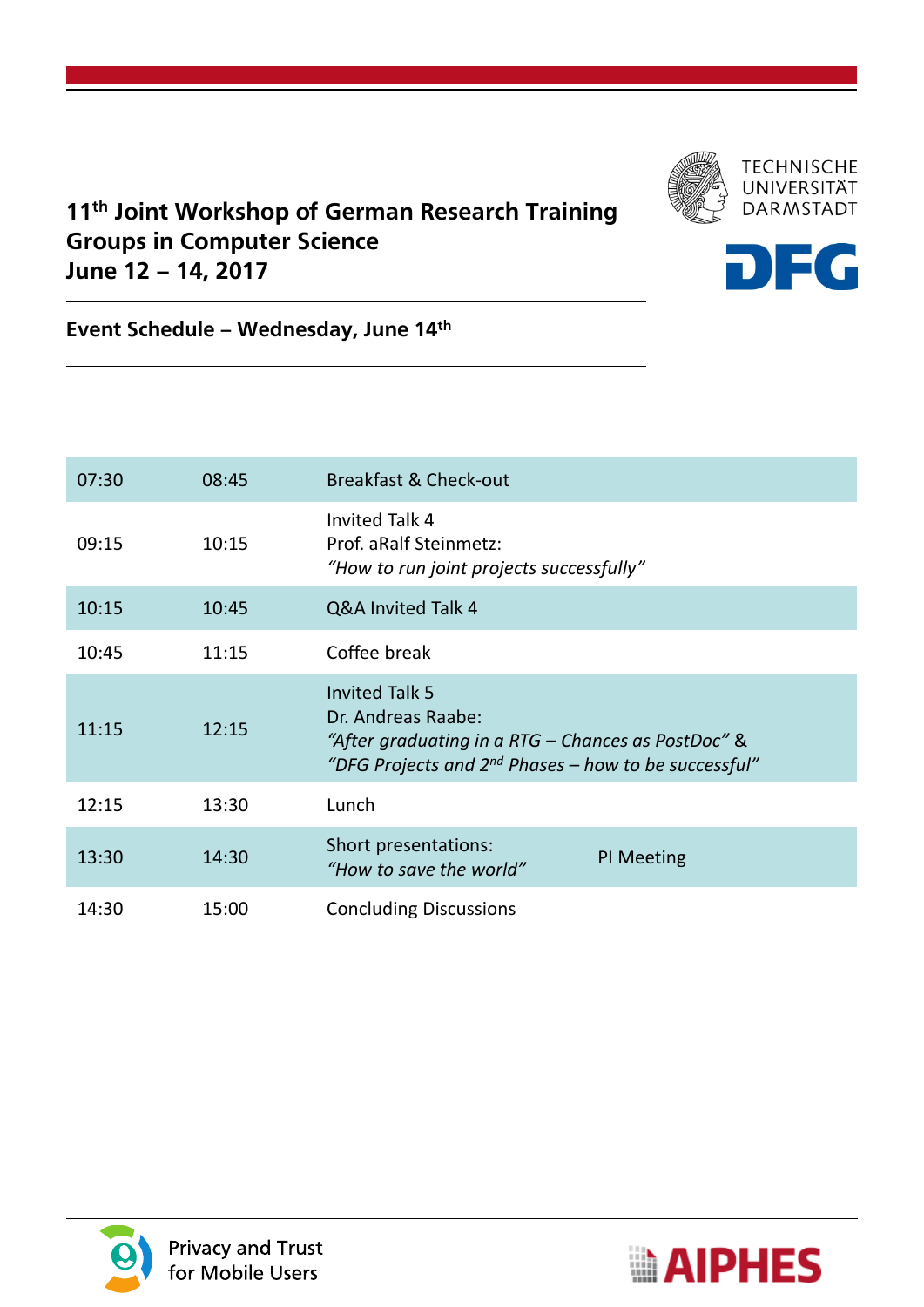# 11th Joint Workshop of German Research Training Groups in Computer Science
# June 12 – 14, 2017

TECHNISCHE UNIVERSITÄT DARMSTADT

DFG

## Event Schedule – Wednesday, June 14th

| | | | |
|---|---|---|---|
| 07:30 | 08:45 | Breakfast & Check-out | |
| 09:15 | 10:15 | Invited Talk 4<br>Prof. aRalf Steinmetz:<br>*"How to run joint projects successfully"* | |
| 10:15 | 10:45 | Q&A Invited Talk 4 | |
| 10:45 | 11:15 | Coffee break | |
| 11:15 | 12:15 | Invited Talk 5<br>Dr. Andreas Raabe:<br>*"After graduating in a RTG – Chances as PostDoc"* &<br>*"DFG Projects and 2nd Phases – how to be successful"* | |
| 12:15 | 13:30 | Lunch | |
| 13:30 | 14:30 | Short presentations:<br>*"How to save the world"* | PI Meeting |
| 14:30 | 15:00 | Concluding Discussions | |

Privacy and Trust for Mobile Users

AIPHES